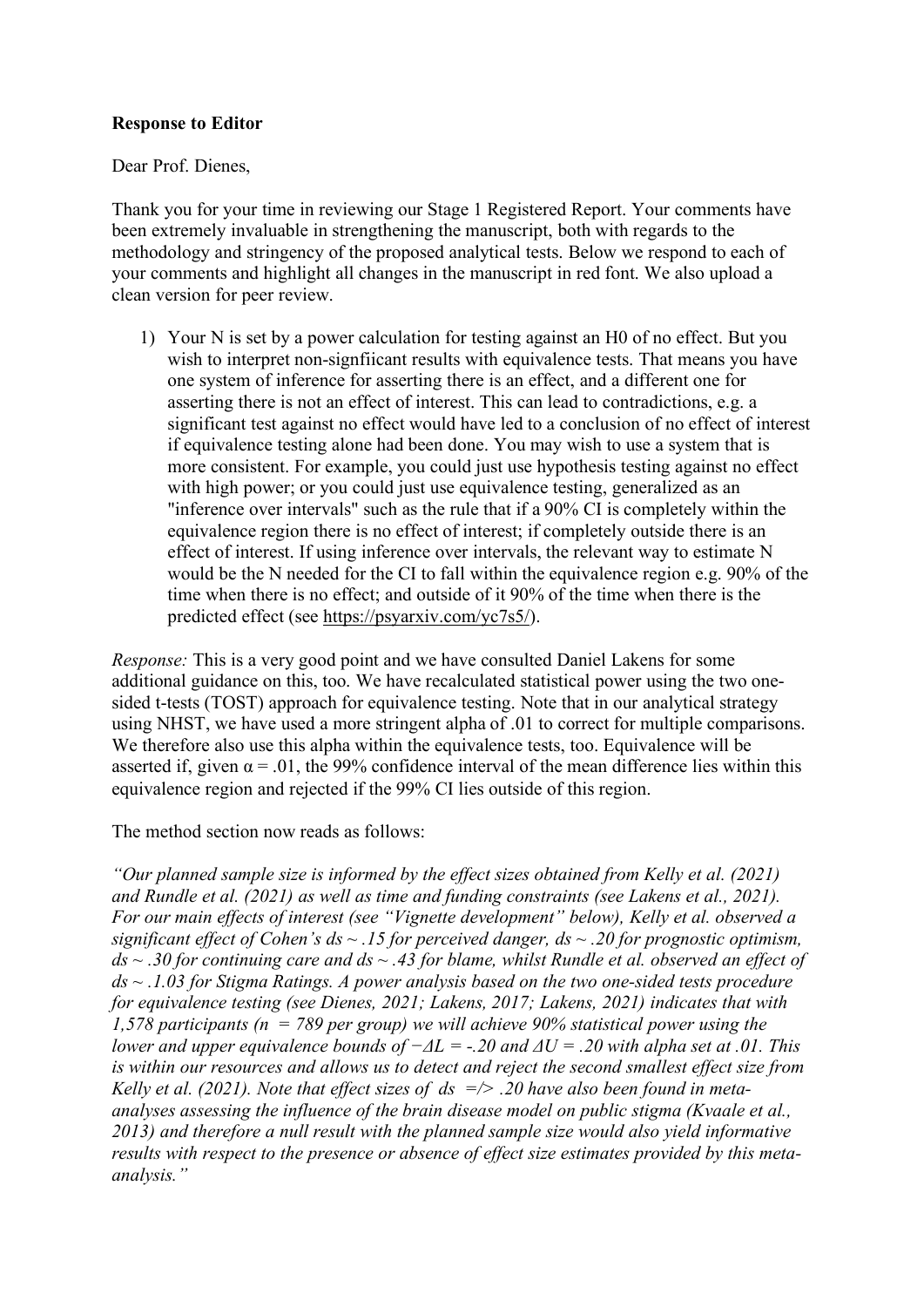**Response to Editor**

Dear Prof. Dienes,

Thank you for your time in reviewing our Stage 1 Registered Report. Your comments have been extremely invaluable in strengthening the manuscript, both with regards to the methodology and stringency of the proposed analytical tests. Below we respond to each of your comments and highlight all changes in the manuscript in red font. We also upload a clean version for peer review.

1) Your N is set by a power calculation for testing against an H0 of no effect. But you wish to interpret non-signfiicant results with equivalence tests. That means you have one system of inference for asserting there is an effect, and a different one for asserting there is not an effect of interest. This can lead to contradictions, e.g. a significant test against no effect would have led to a conclusion of no effect of interest if equivalence testing alone had been done. You may wish to use a system that is more consistent. For example, you could just use hypothesis testing against no effect with high power; or you could just use equivalence testing, generalized as an "inference over intervals" such as the rule that if a 90% CI is completely within the equivalence region there is no effect of interest; if completely outside there is an effect of interest. If using inference over intervals, the relevant way to estimate N would be the N needed for the CI to fall within the equivalence region e.g. 90% of the time when there is no effect; and outside of it 90% of the time when there is the predicted effect (see https://psyarxiv.com/yc7s5/).

*Response:* This is a very good point and we have consulted Daniel Lakens for some additional guidance on this, too. We have recalculated statistical power using the two one-sided t-tests (TOST) approach for equivalence testing. Note that in our analytical strategy using NHST, we have used a more stringent alpha of .01 to correct for multiple comparisons. We therefore also use this alpha within the equivalence tests, too. Equivalence will be asserted if, given $\alpha = .01$, the 99% confidence interval of the mean difference lies within this equivalence region and rejected if the 99% CI lies outside of this region.

The method section now reads as follows:

*"Our planned sample size is informed by the effect sizes obtained from Kelly et al. (2021) and Rundle et al. (2021) as well as time and funding constraints (see Lakens et al., 2021). For our main effects of interest (see "Vignette development" below), Kelly et al. observed a significant effect of Cohen's ds ~ .15 for perceived danger, ds ~ .20 for prognostic optimism, ds ~ .30 for continuing care and ds ~ .43 for blame, whilst Rundle et al. observed an effect of ds ~ .1.03 for Stigma Ratings. A power analysis based on the two one-sided tests procedure for equivalence testing (see Dienes, 2021; Lakens, 2017; Lakens, 2021) indicates that with 1,578 participants (n = 789 per group) we will achieve 90% statistical power using the lower and upper equivalence bounds of $-\Delta L = -.20$ and $\Delta U = .20$ with alpha set at .01. This is within our resources and allows us to detect and reject the second smallest effect size from Kelly et al. (2021). Note that effect sizes of ds =/> .20 have also been found in meta-analyses assessing the influence of the brain disease model on public stigma (Kvaale et al., 2013) and therefore a null result with the planned sample size would also yield informative results with respect to the presence or absence of effect size estimates provided by this meta-analysis."*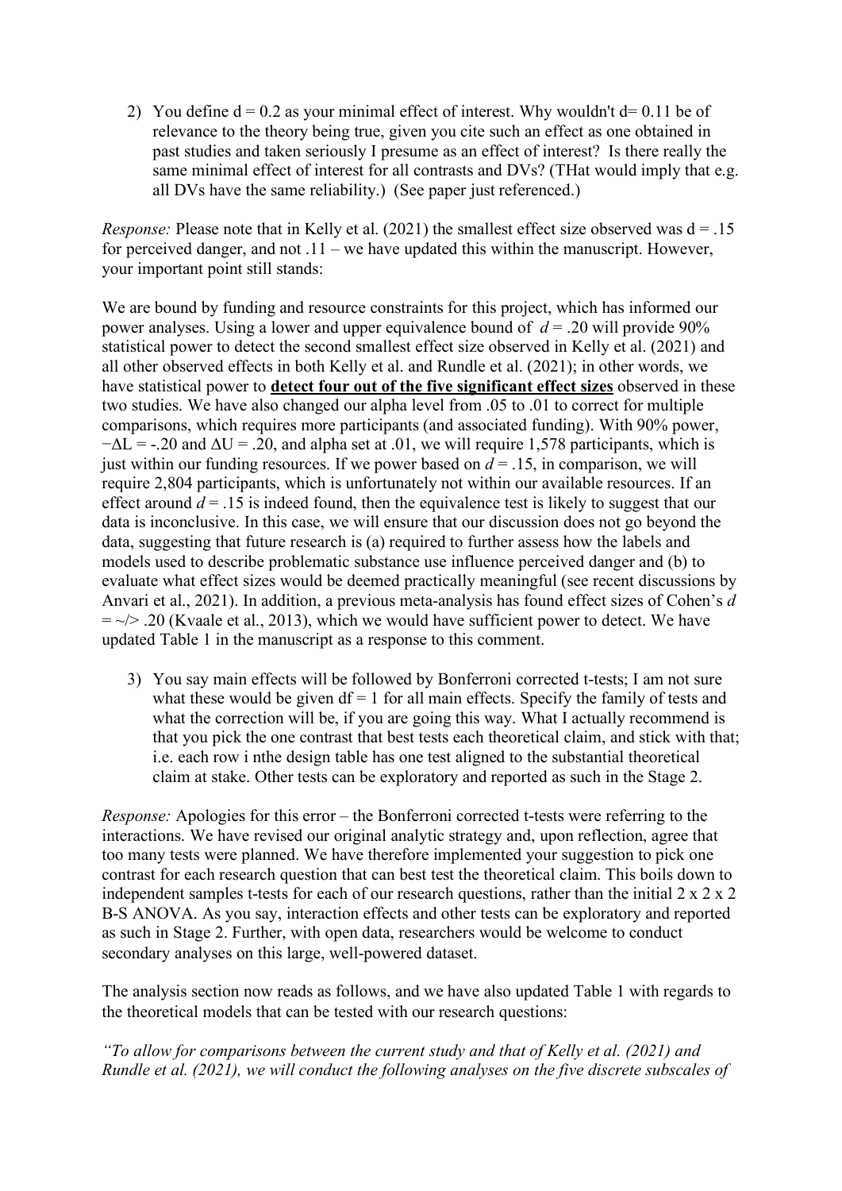2) You define d = 0.2 as your minimal effect of interest. Why wouldn't d= 0.11 be of relevance to the theory being true, given you cite such an effect as one obtained in past studies and taken seriously I presume as an effect of interest? Is there really the same minimal effect of interest for all contrasts and DVs? (THat would imply that e.g. all DVs have the same reliability.) (See paper just referenced.)

*Response:* Please note that in Kelly et al. (2021) the smallest effect size observed was d = .15 for perceived danger, and not .11 – we have updated this within the manuscript. However, your important point still stands:

We are bound by funding and resource constraints for this project, which has informed our power analyses. Using a lower and upper equivalence bound of *d* = .20 will provide 90% statistical power to detect the second smallest effect size observed in Kelly et al. (2021) and all other observed effects in both Kelly et al. and Rundle et al. (2021); in other words, we have statistical power to **detect four out of the five significant effect sizes** observed in these two studies. We have also changed our alpha level from .05 to .01 to correct for multiple comparisons, which requires more participants (and associated funding). With 90% power, $-\Delta L$ = -.20 and $\Delta U$ = .20, and alpha set at .01, we will require 1,578 participants, which is just within our funding resources. If we power based on *d* = .15, in comparison, we will require 2,804 participants, which is unfortunately not within our available resources. If an effect around *d* = .15 is indeed found, then the equivalence test is likely to suggest that our data is inconclusive. In this case, we will ensure that our discussion does not go beyond the data, suggesting that future research is (a) required to further assess how the labels and models used to describe problematic substance use influence perceived danger and (b) to evaluate what effect sizes would be deemed practically meaningful (see recent discussions by Anvari et al., 2021). In addition, a previous meta-analysis has found effect sizes of Cohen's *d* = ~/> .20 (Kvaale et al., 2013), which we would have sufficient power to detect. We have updated Table 1 in the manuscript as a response to this comment.

3) You say main effects will be followed by Bonferroni corrected t-tests; I am not sure what these would be given df = 1 for all main effects. Specify the family of tests and what the correction will be, if you are going this way. What I actually recommend is that you pick the one contrast that best tests each theoretical claim, and stick with that; i.e. each row i nthe design table has one test aligned to the substantial theoretical claim at stake. Other tests can be exploratory and reported as such in the Stage 2.

*Response:* Apologies for this error – the Bonferroni corrected t-tests were referring to the interactions. We have revised our original analytic strategy and, upon reflection, agree that too many tests were planned. We have therefore implemented your suggestion to pick one contrast for each research question that can best test the theoretical claim. This boils down to independent samples t-tests for each of our research questions, rather than the initial 2 x 2 x 2 B-S ANOVA. As you say, interaction effects and other tests can be exploratory and reported as such in Stage 2. Further, with open data, researchers would be welcome to conduct secondary analyses on this large, well-powered dataset.

The analysis section now reads as follows, and we have also updated Table 1 with regards to the theoretical models that can be tested with our research questions:

*"To allow for comparisons between the current study and that of Kelly et al. (2021) and Rundle et al. (2021), we will conduct the following analyses on the five discrete subscales of*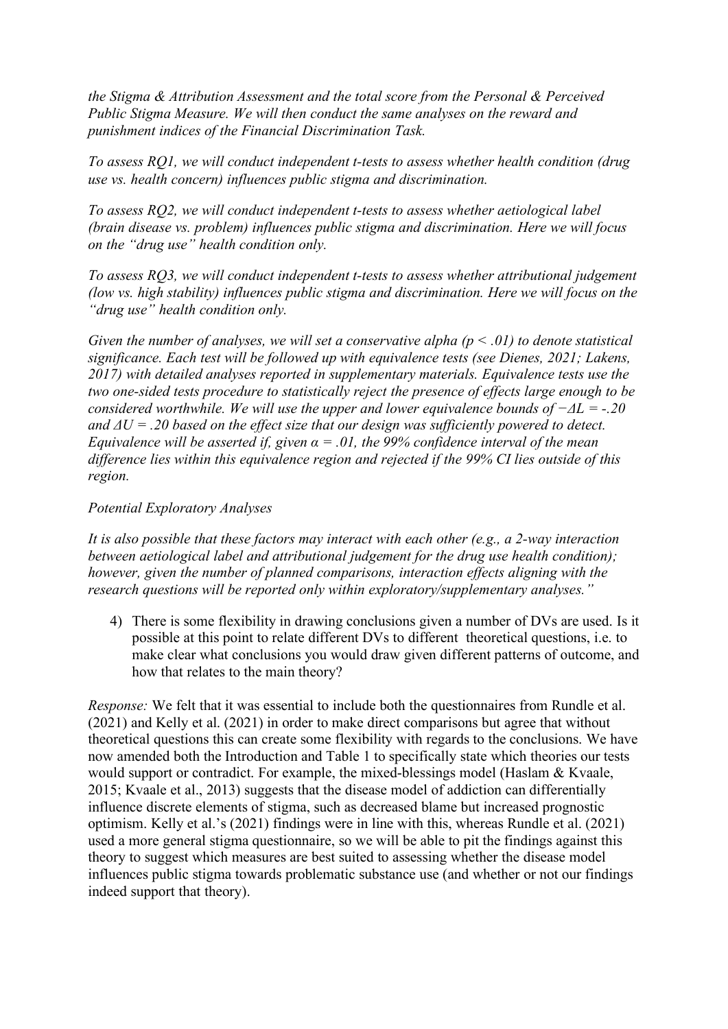*the Stigma & Attribution Assessment and the total score from the Personal & Perceived Public Stigma Measure. We will then conduct the same analyses on the reward and punishment indices of the Financial Discrimination Task.*

*To assess RQ1, we will conduct independent t-tests to assess whether health condition (drug use vs. health concern) influences public stigma and discrimination.*

*To assess RQ2, we will conduct independent t-tests to assess whether aetiological label (brain disease vs. problem) influences public stigma and discrimination. Here we will focus on the "drug use" health condition only.*

*To assess RQ3, we will conduct independent t-tests to assess whether attributional judgement (low vs. high stability) influences public stigma and discrimination. Here we will focus on the "drug use" health condition only.*

*Given the number of analyses, we will set a conservative alpha ($p < .01$) to denote statistical significance. Each test will be followed up with equivalence tests (see Dienes, 2021; Lakens, 2017) with detailed analyses reported in supplementary materials. Equivalence tests use the two one-sided tests procedure to statistically reject the presence of effects large enough to be considered worthwhile. We will use the upper and lower equivalence bounds of $-\Delta L = -.20$ and $\Delta U = .20$ based on the effect size that our design was sufficiently powered to detect. Equivalence will be asserted if, given $\alpha = .01$, the 99% confidence interval of the mean difference lies within this equivalence region and rejected if the 99% CI lies outside of this region.*

*Potential Exploratory Analyses*

*It is also possible that these factors may interact with each other (e.g., a 2-way interaction between aetiological label and attributional judgement for the drug use health condition); however, given the number of planned comparisons, interaction effects aligning with the research questions will be reported only within exploratory/supplementary analyses."*

4) There is some flexibility in drawing conclusions given a number of DVs are used. Is it possible at this point to relate different DVs to different theoretical questions, i.e. to make clear what conclusions you would draw given different patterns of outcome, and how that relates to the main theory?

*Response:* We felt that it was essential to include both the questionnaires from Rundle et al. (2021) and Kelly et al. (2021) in order to make direct comparisons but agree that without theoretical questions this can create some flexibility with regards to the conclusions. We have now amended both the Introduction and Table 1 to specifically state which theories our tests would support or contradict. For example, the mixed-blessings model (Haslam & Kvaale, 2015; Kvaale et al., 2013) suggests that the disease model of addiction can differentially influence discrete elements of stigma, such as decreased blame but increased prognostic optimism. Kelly et al.'s (2021) findings were in line with this, whereas Rundle et al. (2021) used a more general stigma questionnaire, so we will be able to pit the findings against this theory to suggest which measures are best suited to assessing whether the disease model influences public stigma towards problematic substance use (and whether or not our findings indeed support that theory).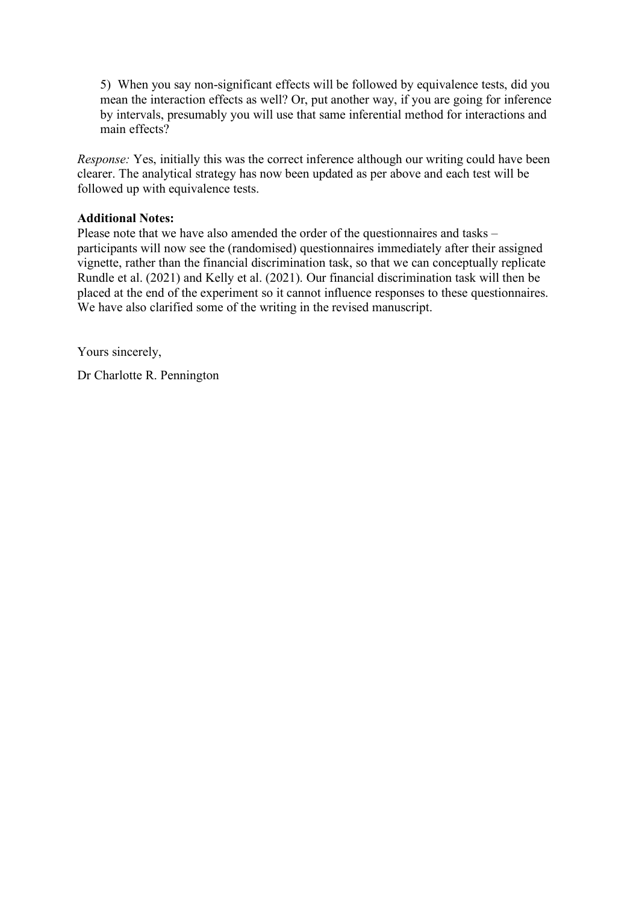5) When you say non-significant effects will be followed by equivalence tests, did you mean the interaction effects as well? Or, put another way, if you are going for inference by intervals, presumably you will use that same inferential method for interactions and main effects?

*Response:* Yes, initially this was the correct inference although our writing could have been clearer. The analytical strategy has now been updated as per above and each test will be followed up with equivalence tests.

**Additional Notes:**

Please note that we have also amended the order of the questionnaires and tasks – participants will now see the (randomised) questionnaires immediately after their assigned vignette, rather than the financial discrimination task, so that we can conceptually replicate Rundle et al. (2021) and Kelly et al. (2021). Our financial discrimination task will then be placed at the end of the experiment so it cannot influence responses to these questionnaires. We have also clarified some of the writing in the revised manuscript.

Yours sincerely,

Dr Charlotte R. Pennington